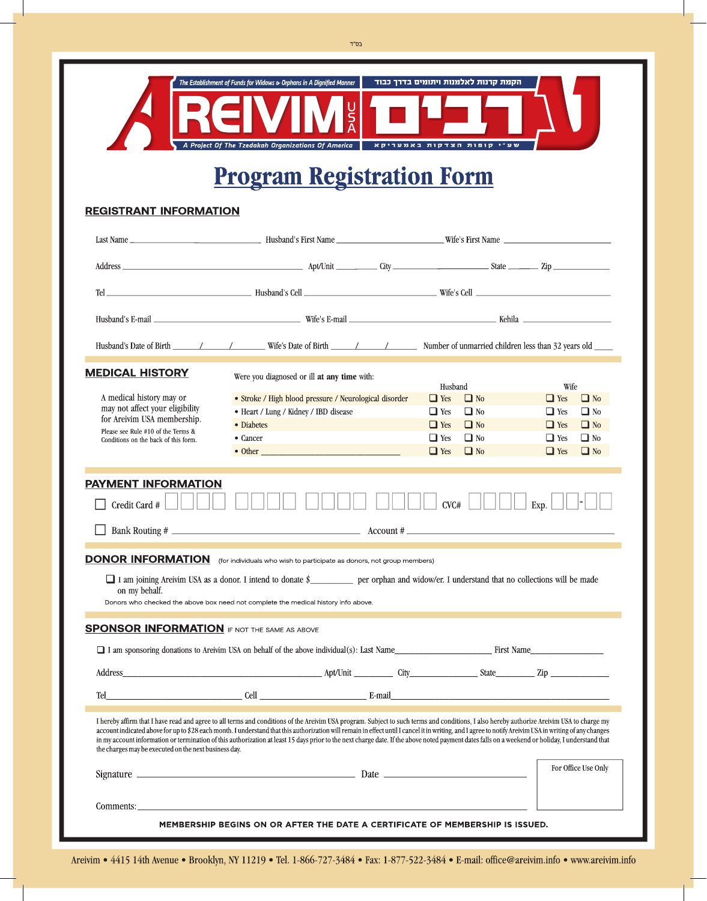בס"ד

The Establishment of Funds for Widows & Orphans in A Dignified Manner

הקמת קרנות לאלמנות ויתומים בדרך כבוד

# AREIVIM USA ערבים

A Project Of The Tzedakah Organizations Of America

שע"י קופות הצדקות באמעריקא

# Program Registration Form

## REGISTRANT INFORMATION

Last Name ______________________ Husband's First Name ______________________ Wife's First Name ______________________

Address ______________________ Apt/Unit ________ City ______________ State ______ Zip ____________

Tel ______________________ Husband's Cell ______________________ Wife's Cell ______________________

Husband's E-mail ______________________ Wife's E-mail ______________________ Kehila ______________________

Husband's Date of Birth _____/_____/_______ Wife's Date of Birth _____/_____/_______ Number of unmarried children less than 32 years old ____

## MEDICAL HISTORY

A medical history may or may not affect your eligibility for Areivim USA membership.

Please see Rule #10 of the Terms & Conditions on the back of this form.

Were you diagnosed or ill **at any time** with:

| | Husband | | Wife | |
|---|---|---|---|---|
| • Stroke / High blood pressure / Neurological disorder | ❑ Yes | ❑ No | ❑ Yes | ❑ No |
| • Heart / Lung / Kidney / IBD disease | ❑ Yes | ❑ No | ❑ Yes | ❑ No |
| • Diabetes | ❑ Yes | ❑ No | ❑ Yes | ❑ No |
| • Cancer | ❑ Yes | ❑ No | ❑ Yes | ❑ No |
| • Other ______________________ | ❑ Yes | ❑ No | ❑ Yes | ❑ No |

## PAYMENT INFORMATION

❑ Credit Card # ▢▢▢▢ ▢▢▢▢ ▢▢▢▢ ▢▢▢▢ CVC# ▢▢▢▢ Exp. ▢▢-▢▢

❑ Bank Routing # ______________________ Account # ______________________

## DONOR INFORMATION (for individuals who wish to participate as donors, not group members)

❑ I am joining Areivim USA as a donor. I intend to donate $_________ per orphan and widow/er. I understand that no collections will be made on my behalf.

Donors who checked the above box need not complete the medical history info above.

## SPONSOR INFORMATION IF NOT THE SAME AS ABOVE

❑ I am sponsoring donations to Areivim USA on behalf of the above individual(s): Last Name______________________ First Name________________

Address______________________ Apt/Unit ________ City______________ State________ Zip ____________

Tel______________________ Cell ______________________ E-mail______________________

I hereby affirm that I have read and agree to all terms and conditions of the Areivim USA program. Subject to such terms and conditions, I also hereby authorize Areivim USA to charge my account indicated above for up to $28 each month. I understand that this authorization will remain in effect until I cancel it in writing, and I agree to notify Areivim USA in writing of any changes in my account information or termination of this authorization at least 15 days prior to the next charge date. If the above noted payment dates falls on a weekend or holiday, I understand that the charges may be executed on the next business day.

Signature ______________________ Date ______________________

For Office Use Only

Comments: ______________________

**MEMBERSHIP BEGINS ON OR AFTER THE DATE A CERTIFICATE OF MEMBERSHIP IS ISSUED.**

Areivim • 4415 14th Avenue • Brooklyn, NY 11219 • Tel. 1-866-727-3484 • Fax: 1-877-522-3484 • E-mail: office@areivim.info • www.areivim.info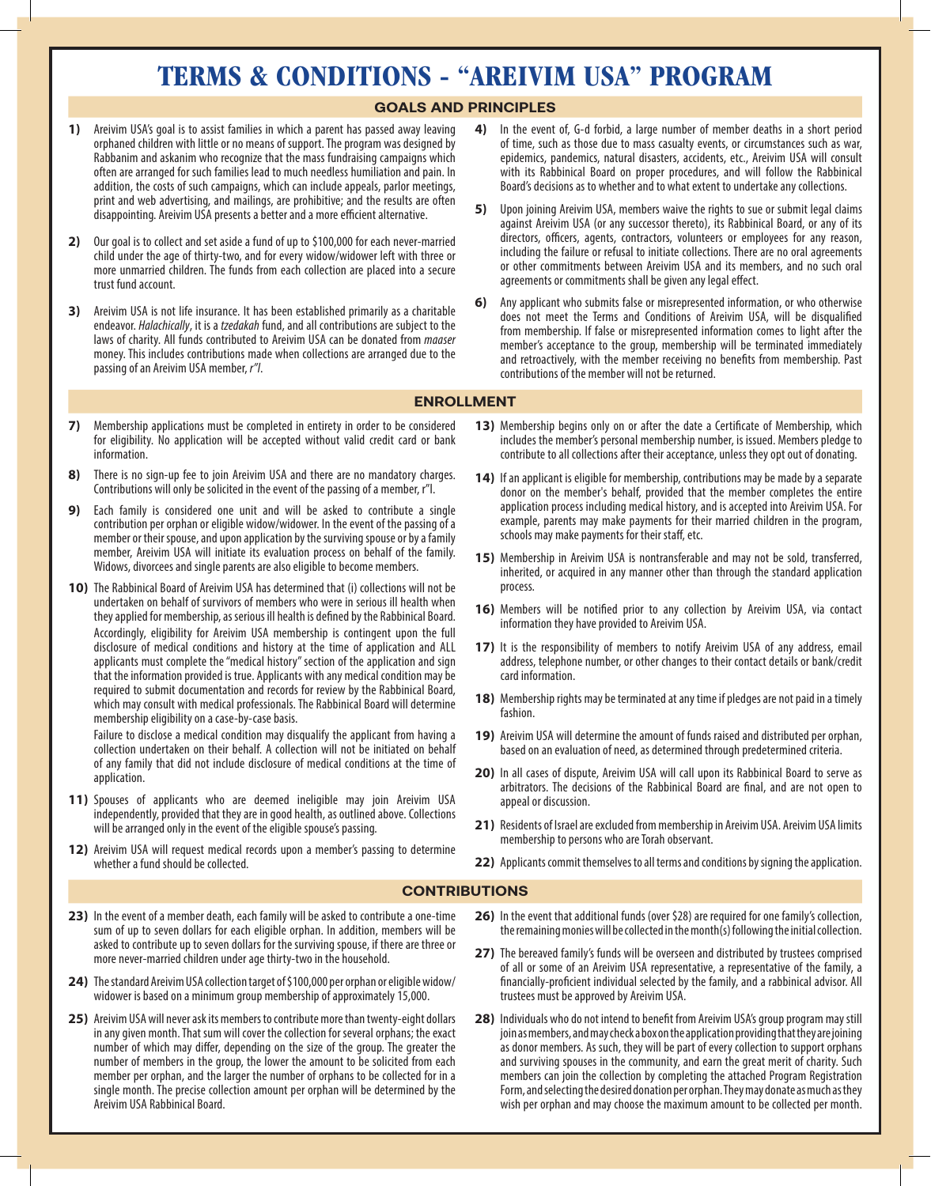# TERMS & CONDITIONS - "AREIVIM USA" PROGRAM

## GOALS AND PRINCIPLES

**1)** Areivim USA's goal is to assist families in which a parent has passed away leaving orphaned children with little or no means of support. The program was designed by Rabbanim and askanim who recognize that the mass fundraising campaigns which often are arranged for such families lead to much needless humiliation and pain. In addition, the costs of such campaigns, which can include appeals, parlor meetings, print and web advertising, and mailings, are prohibitive; and the results are often disappointing. Areivim USA presents a better and a more efficient alternative.

**2)** Our goal is to collect and set aside a fund of up to $100,000 for each never-married child under the age of thirty-two, and for every widow/widower left with three or more unmarried children. The funds from each collection are placed into a secure trust fund account.

**3)** Areivim USA is not life insurance. It has been established primarily as a charitable endeavor. *Halachically*, it is a *tzedakah* fund, and all contributions are subject to the laws of charity. All funds contributed to Areivim USA can be donated from *maaser* money. This includes contributions made when collections are arranged due to the passing of an Areivim USA member, *r"l*.

**4)** In the event of, G-d forbid, a large number of member deaths in a short period of time, such as those due to mass casualty events, or circumstances such as war, epidemics, pandemics, natural disasters, accidents, etc., Areivim USA will consult with its Rabbinical Board on proper procedures, and will follow the Rabbinical Board's decisions as to whether and to what extent to undertake any collections.

**5)** Upon joining Areivim USA, members waive the rights to sue or submit legal claims against Areivim USA (or any successor thereto), its Rabbinical Board, or any of its directors, officers, agents, contractors, volunteers or employees for any reason, including the failure or refusal to initiate collections. There are no oral agreements or other commitments between Areivim USA and its members, and no such oral agreements or commitments shall be given any legal effect.

**6)** Any applicant who submits false or misrepresented information, or who otherwise does not meet the Terms and Conditions of Areivim USA, will be disqualified from membership. If false or misrepresented information comes to light after the member's acceptance to the group, membership will be terminated immediately and retroactively, with the member receiving no benefits from membership. Past contributions of the member will not be returned.

## ENROLLMENT

**7)** Membership applications must be completed in entirety in order to be considered for eligibility. No application will be accepted without valid credit card or bank information.

**8)** There is no sign-up fee to join Areivim USA and there are no mandatory charges. Contributions will only be solicited in the event of the passing of a member, r"l.

**9)** Each family is considered one unit and will be asked to contribute a single contribution per orphan or eligible widow/widower. In the event of the passing of a member or their spouse, and upon application by the surviving spouse or by a family member, Areivim USA will initiate its evaluation process on behalf of the family. Widows, divorcees and single parents are also eligible to become members.

**10)** The Rabbinical Board of Areivim USA has determined that (i) collections will not be undertaken on behalf of survivors of members who were in serious ill health when they applied for membership, as serious ill health is defined by the Rabbinical Board. Accordingly, eligibility for Areivim USA membership is contingent upon the full disclosure of medical conditions and history at the time of application and ALL applicants must complete the "medical history" section of the application and sign that the information provided is true. Applicants with any medical condition may be required to submit documentation and records for review by the Rabbinical Board, which may consult with medical professionals. The Rabbinical Board will determine membership eligibility on a case-by-case basis.

Failure to disclose a medical condition may disqualify the applicant from having a collection undertaken on their behalf. A collection will not be initiated on behalf of any family that did not include disclosure of medical conditions at the time of application.

**11)** Spouses of applicants who are deemed ineligible may join Areivim USA independently, provided that they are in good health, as outlined above. Collections will be arranged only in the event of the eligible spouse's passing.

**12)** Areivim USA will request medical records upon a member's passing to determine whether a fund should be collected.

**13)** Membership begins only on or after the date a Certificate of Membership, which includes the member's personal membership number, is issued. Members pledge to contribute to all collections after their acceptance, unless they opt out of donating.

**14)** If an applicant is eligible for membership, contributions may be made by a separate donor on the member's behalf, provided that the member completes the entire application process including medical history, and is accepted into Areivim USA. For example, parents may make payments for their married children in the program, schools may make payments for their staff, etc.

**15)** Membership in Areivim USA is nontransferable and may not be sold, transferred, inherited, or acquired in any manner other than through the standard application process.

**16)** Members will be notified prior to any collection by Areivim USA, via contact information they have provided to Areivim USA.

**17)** It is the responsibility of members to notify Areivim USA of any address, email address, telephone number, or other changes to their contact details or bank/credit card information.

**18)** Membership rights may be terminated at any time if pledges are not paid in a timely fashion.

**19)** Areivim USA will determine the amount of funds raised and distributed per orphan, based on an evaluation of need, as determined through predetermined criteria.

**20)** In all cases of dispute, Areivim USA will call upon its Rabbinical Board to serve as arbitrators. The decisions of the Rabbinical Board are final, and are not open to appeal or discussion.

**21)** Residents of Israel are excluded from membership in Areivim USA. Areivim USA limits membership to persons who are Torah observant.

**22)** Applicants commit themselves to all terms and conditions by signing the application.

## CONTRIBUTIONS

**23)** In the event of a member death, each family will be asked to contribute a one-time sum of up to seven dollars for each eligible orphan. In addition, members will be asked to contribute up to seven dollars for the surviving spouse, if there are three or more never-married children under age thirty-two in the household.

**24)** The standard Areivim USA collection target of $100,000 per orphan or eligible widow/widower is based on a minimum group membership of approximately 15,000.

**25)** Areivim USA will never ask its members to contribute more than twenty-eight dollars in any given month. That sum will cover the collection for several orphans; the exact number of which may differ, depending on the size of the group. The greater the number of members in the group, the lower the amount to be solicited from each member per orphan, and the larger the number of orphans to be collected for in a single month. The precise collection amount per orphan will be determined by the Areivim USA Rabbinical Board.

**26)** In the event that additional funds (over $28) are required for one family's collection, the remaining monies will be collected in the month(s) following the initial collection.

**27)** The bereaved family's funds will be overseen and distributed by trustees comprised of all or some of an Areivim USA representative, a representative of the family, a financially-proficient individual selected by the family, and a rabbinical advisor. All trustees must be approved by Areivim USA.

**28)** Individuals who do not intend to benefit from Areivim USA's group program may still join as members, and may check a box on the application providing that they are joining as donor members. As such, they will be part of every collection to support orphans and surviving spouses in the community, and earn the great merit of charity. Such members can join the collection by completing the attached Program Registration Form, and selecting the desired donation per orphan. They may donate as much as they wish per orphan and may choose the maximum amount to be collected per month.